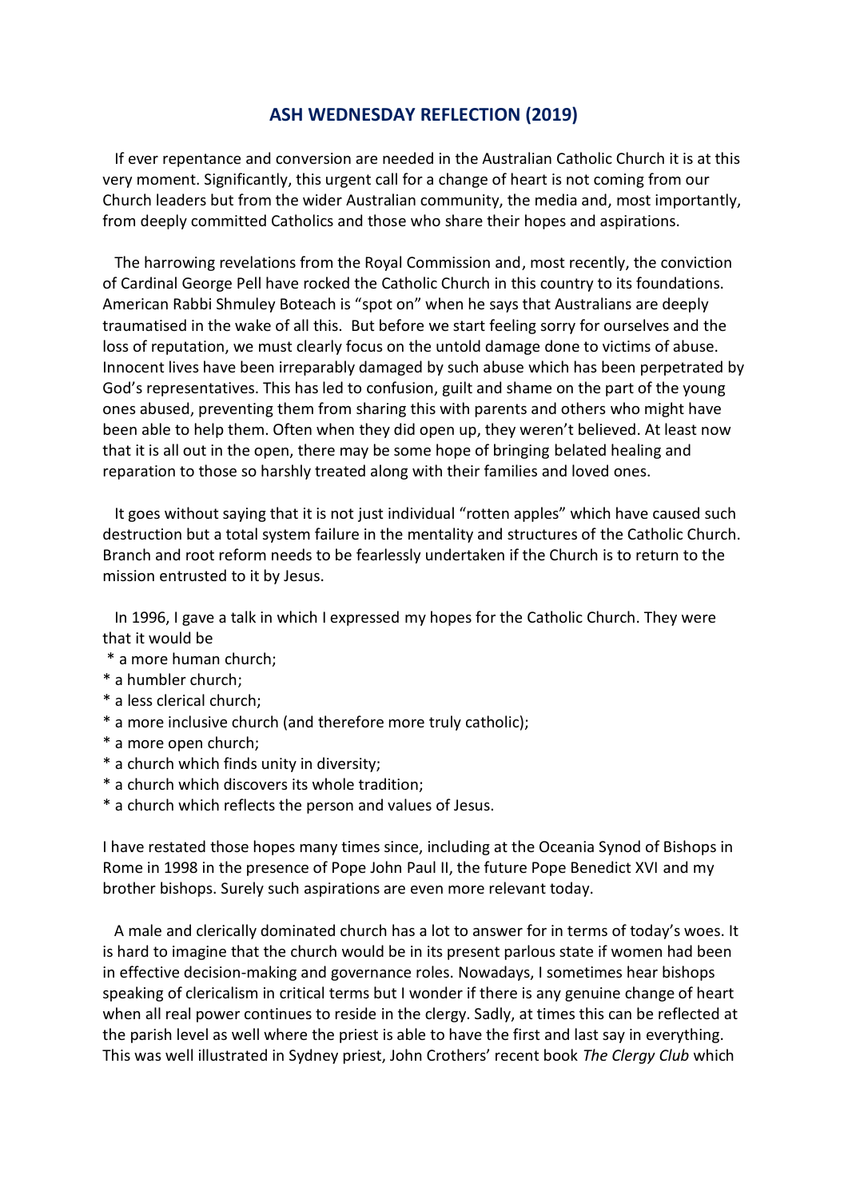# ASH WEDNESDAY REFLECTION (2019)

If ever repentance and conversion are needed in the Australian Catholic Church it is at this very moment. Significantly, this urgent call for a change of heart is not coming from our Church leaders but from the wider Australian community, the media and, most importantly, from deeply committed Catholics and those who share their hopes and aspirations.

The harrowing revelations from the Royal Commission and, most recently, the conviction of Cardinal George Pell have rocked the Catholic Church in this country to its foundations. American Rabbi Shmuley Boteach is "spot on" when he says that Australians are deeply traumatised in the wake of all this. But before we start feeling sorry for ourselves and the loss of reputation, we must clearly focus on the untold damage done to victims of abuse. Innocent lives have been irreparably damaged by such abuse which has been perpetrated by God's representatives. This has led to confusion, guilt and shame on the part of the young ones abused, preventing them from sharing this with parents and others who might have been able to help them. Often when they did open up, they weren't believed. At least now that it is all out in the open, there may be some hope of bringing belated healing and reparation to those so harshly treated along with their families and loved ones.

It goes without saying that it is not just individual "rotten apples" which have caused such destruction but a total system failure in the mentality and structures of the Catholic Church. Branch and root reform needs to be fearlessly undertaken if the Church is to return to the mission entrusted to it by Jesus.

In 1996, I gave a talk in which I expressed my hopes for the Catholic Church. They were that it would be

* a more human church;
* a humbler church;
* a less clerical church;
* a more inclusive church (and therefore more truly catholic);
* a more open church;
* a church which finds unity in diversity;
* a church which discovers its whole tradition;
* a church which reflects the person and values of Jesus.

I have restated those hopes many times since, including at the Oceania Synod of Bishops in Rome in 1998 in the presence of Pope John Paul II, the future Pope Benedict XVI and my brother bishops. Surely such aspirations are even more relevant today.

A male and clerically dominated church has a lot to answer for in terms of today's woes. It is hard to imagine that the church would be in its present parlous state if women had been in effective decision-making and governance roles. Nowadays, I sometimes hear bishops speaking of clericalism in critical terms but I wonder if there is any genuine change of heart when all real power continues to reside in the clergy. Sadly, at times this can be reflected at the parish level as well where the priest is able to have the first and last say in everything. This was well illustrated in Sydney priest, John Crothers' recent book *The Clergy Club* which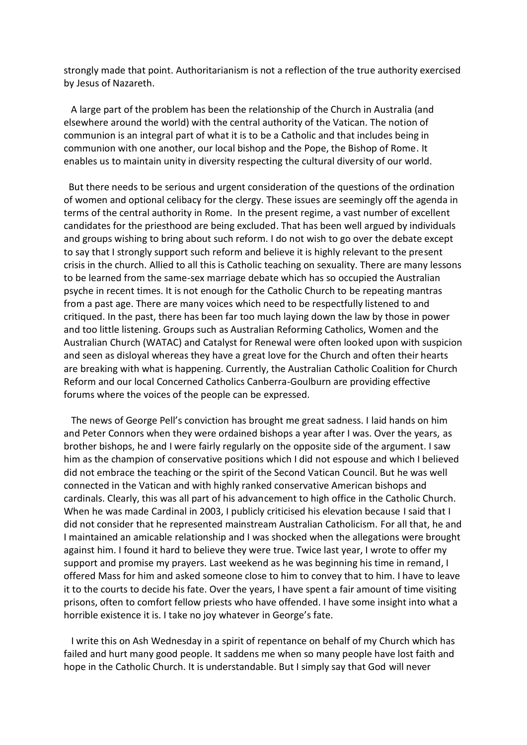strongly made that point. Authoritarianism is not a reflection of the true authority exercised by Jesus of Nazareth.

A large part of the problem has been the relationship of the Church in Australia (and elsewhere around the world) with the central authority of the Vatican. The notion of communion is an integral part of what it is to be a Catholic and that includes being in communion with one another, our local bishop and the Pope, the Bishop of Rome. It enables us to maintain unity in diversity respecting the cultural diversity of our world.

But there needs to be serious and urgent consideration of the questions of the ordination of women and optional celibacy for the clergy. These issues are seemingly off the agenda in terms of the central authority in Rome. In the present regime, a vast number of excellent candidates for the priesthood are being excluded. That has been well argued by individuals and groups wishing to bring about such reform. I do not wish to go over the debate except to say that I strongly support such reform and believe it is highly relevant to the present crisis in the church. Allied to all this is Catholic teaching on sexuality. There are many lessons to be learned from the same-sex marriage debate which has so occupied the Australian psyche in recent times. It is not enough for the Catholic Church to be repeating mantras from a past age. There are many voices which need to be respectfully listened to and critiqued. In the past, there has been far too much laying down the law by those in power and too little listening. Groups such as Australian Reforming Catholics, Women and the Australian Church (WATAC) and Catalyst for Renewal were often looked upon with suspicion and seen as disloyal whereas they have a great love for the Church and often their hearts are breaking with what is happening. Currently, the Australian Catholic Coalition for Church Reform and our local Concerned Catholics Canberra-Goulburn are providing effective forums where the voices of the people can be expressed.

The news of George Pell's conviction has brought me great sadness. I laid hands on him and Peter Connors when they were ordained bishops a year after I was. Over the years, as brother bishops, he and I were fairly regularly on the opposite side of the argument. I saw him as the champion of conservative positions which I did not espouse and which I believed did not embrace the teaching or the spirit of the Second Vatican Council. But he was well connected in the Vatican and with highly ranked conservative American bishops and cardinals. Clearly, this was all part of his advancement to high office in the Catholic Church. When he was made Cardinal in 2003, I publicly criticised his elevation because I said that I did not consider that he represented mainstream Australian Catholicism. For all that, he and I maintained an amicable relationship and I was shocked when the allegations were brought against him. I found it hard to believe they were true. Twice last year, I wrote to offer my support and promise my prayers. Last weekend as he was beginning his time in remand, I offered Mass for him and asked someone close to him to convey that to him. I have to leave it to the courts to decide his fate. Over the years, I have spent a fair amount of time visiting prisons, often to comfort fellow priests who have offended. I have some insight into what a horrible existence it is. I take no joy whatever in George's fate.

I write this on Ash Wednesday in a spirit of repentance on behalf of my Church which has failed and hurt many good people. It saddens me when so many people have lost faith and hope in the Catholic Church. It is understandable. But I simply say that God will never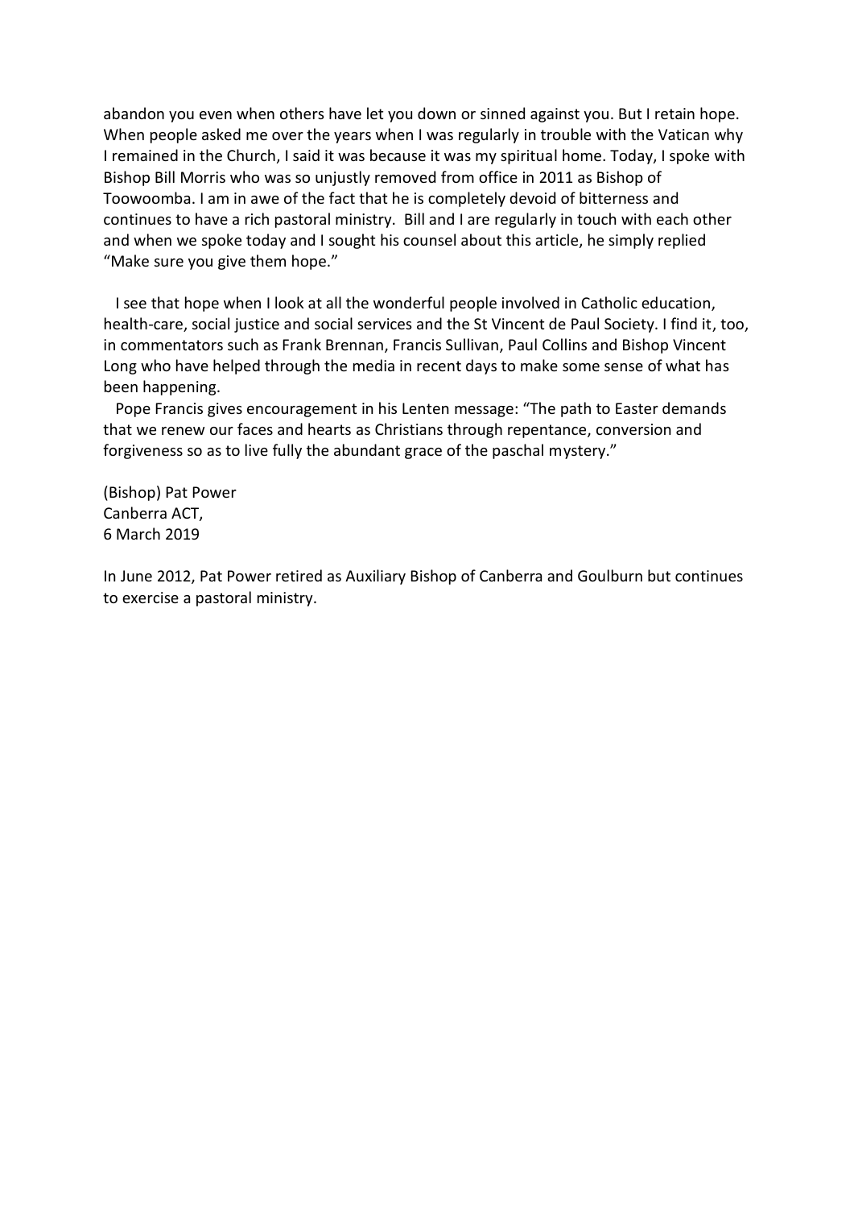abandon you even when others have let you down or sinned against you. But I retain hope. When people asked me over the years when I was regularly in trouble with the Vatican why I remained in the Church, I said it was because it was my spiritual home. Today, I spoke with Bishop Bill Morris who was so unjustly removed from office in 2011 as Bishop of Toowoomba. I am in awe of the fact that he is completely devoid of bitterness and continues to have a rich pastoral ministry. Bill and I are regularly in touch with each other and when we spoke today and I sought his counsel about this article, he simply replied "Make sure you give them hope."

I see that hope when I look at all the wonderful people involved in Catholic education, health-care, social justice and social services and the St Vincent de Paul Society. I find it, too, in commentators such as Frank Brennan, Francis Sullivan, Paul Collins and Bishop Vincent Long who have helped through the media in recent days to make some sense of what has been happening.

Pope Francis gives encouragement in his Lenten message: "The path to Easter demands that we renew our faces and hearts as Christians through repentance, conversion and forgiveness so as to live fully the abundant grace of the paschal mystery."

(Bishop) Pat Power
Canberra ACT,
6 March 2019

In June 2012, Pat Power retired as Auxiliary Bishop of Canberra and Goulburn but continues to exercise a pastoral ministry.